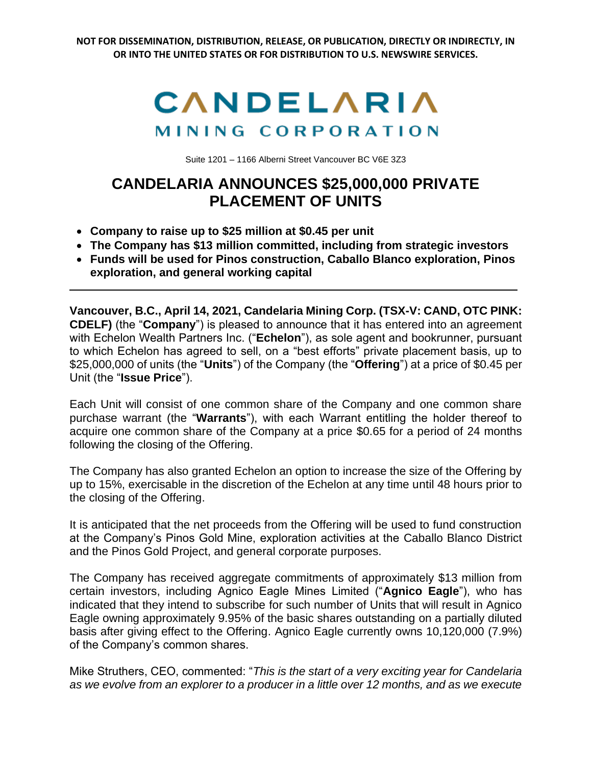**NOT FOR DISSEMINATION, DISTRIBUTION, RELEASE, OR PUBLICATION, DIRECTLY OR INDIRECTLY, IN OR INTO THE UNITED STATES OR FOR DISTRIBUTION TO U.S. NEWSWIRE SERVICES.**

CANDELARIA
MINING CORPORATION

Suite 1201 – 1166 Alberni Street Vancouver BC V6E 3Z3

# CANDELARIA ANNOUNCES $25,000,000 PRIVATE PLACEMENT OF UNITS

- **Company to raise up to $25 million at $0.45 per unit**
- **The Company has $13 million committed, including from strategic investors**
- **Funds will be used for Pinos construction, Caballo Blanco exploration, Pinos exploration, and general working capital**

---

**Vancouver, B.C., April 14, 2021, Candelaria Mining Corp. (TSX-V: CAND, OTC PINK: CDELF)** (the "**Company**") is pleased to announce that it has entered into an agreement with Echelon Wealth Partners Inc. ("**Echelon**"), as sole agent and bookrunner, pursuant to which Echelon has agreed to sell, on a "best efforts" private placement basis, up to $25,000,000 of units (the "**Units**") of the Company (the "**Offering**") at a price of $0.45 per Unit (the "**Issue Price**").

Each Unit will consist of one common share of the Company and one common share purchase warrant (the "**Warrants**"), with each Warrant entitling the holder thereof to acquire one common share of the Company at a price $0.65 for a period of 24 months following the closing of the Offering.

The Company has also granted Echelon an option to increase the size of the Offering by up to 15%, exercisable in the discretion of the Echelon at any time until 48 hours prior to the closing of the Offering.

It is anticipated that the net proceeds from the Offering will be used to fund construction at the Company's Pinos Gold Mine, exploration activities at the Caballo Blanco District and the Pinos Gold Project, and general corporate purposes.

The Company has received aggregate commitments of approximately $13 million from certain investors, including Agnico Eagle Mines Limited ("**Agnico Eagle**"), who has indicated that they intend to subscribe for such number of Units that will result in Agnico Eagle owning approximately 9.95% of the basic shares outstanding on a partially diluted basis after giving effect to the Offering. Agnico Eagle currently owns 10,120,000 (7.9%) of the Company's common shares.

Mike Struthers, CEO, commented: "*This is the start of a very exciting year for Candelaria as we evolve from an explorer to a producer in a little over 12 months, and as we execute*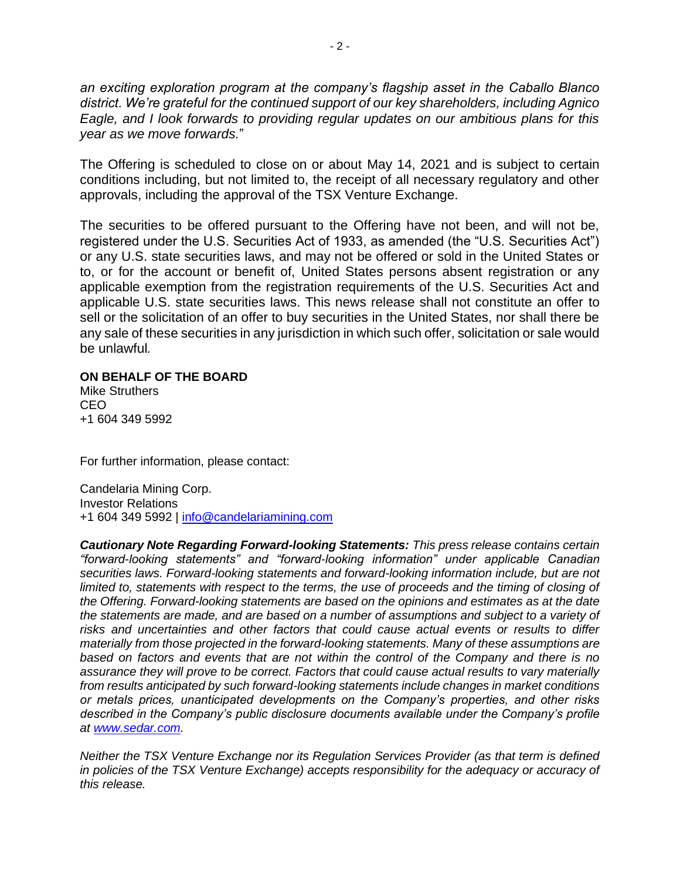*an exciting exploration program at the company's flagship asset in the Caballo Blanco district. We're grateful for the continued support of our key shareholders, including Agnico Eagle, and I look forwards to providing regular updates on our ambitious plans for this year as we move forwards.*"

The Offering is scheduled to close on or about May 14, 2021 and is subject to certain conditions including, but not limited to, the receipt of all necessary regulatory and other approvals, including the approval of the TSX Venture Exchange.

The securities to be offered pursuant to the Offering have not been, and will not be, registered under the U.S. Securities Act of 1933, as amended (the "U.S. Securities Act") or any U.S. state securities laws, and may not be offered or sold in the United States or to, or for the account or benefit of, United States persons absent registration or any applicable exemption from the registration requirements of the U.S. Securities Act and applicable U.S. state securities laws. This news release shall not constitute an offer to sell or the solicitation of an offer to buy securities in the United States, nor shall there be any sale of these securities in any jurisdiction in which such offer, solicitation or sale would be unlawful.

**ON BEHALF OF THE BOARD**
Mike Struthers
CEO
+1 604 349 5992

For further information, please contact:

Candelaria Mining Corp.
Investor Relations
+1 604 349 5992 | info@candelariamining.com

***Cautionary Note Regarding Forward-looking Statements:*** *This press release contains certain "forward-looking statements" and "forward-looking information" under applicable Canadian securities laws. Forward-looking statements and forward-looking information include, but are not limited to, statements with respect to the terms, the use of proceeds and the timing of closing of the Offering. Forward-looking statements are based on the opinions and estimates as at the date the statements are made, and are based on a number of assumptions and subject to a variety of risks and uncertainties and other factors that could cause actual events or results to differ materially from those projected in the forward-looking statements. Many of these assumptions are based on factors and events that are not within the control of the Company and there is no assurance they will prove to be correct. Factors that could cause actual results to vary materially from results anticipated by such forward-looking statements include changes in market conditions or metals prices, unanticipated developments on the Company's properties, and other risks described in the Company's public disclosure documents available under the Company's profile at www.sedar.com.*

*Neither the TSX Venture Exchange nor its Regulation Services Provider (as that term is defined in policies of the TSX Venture Exchange) accepts responsibility for the adequacy or accuracy of this release.*